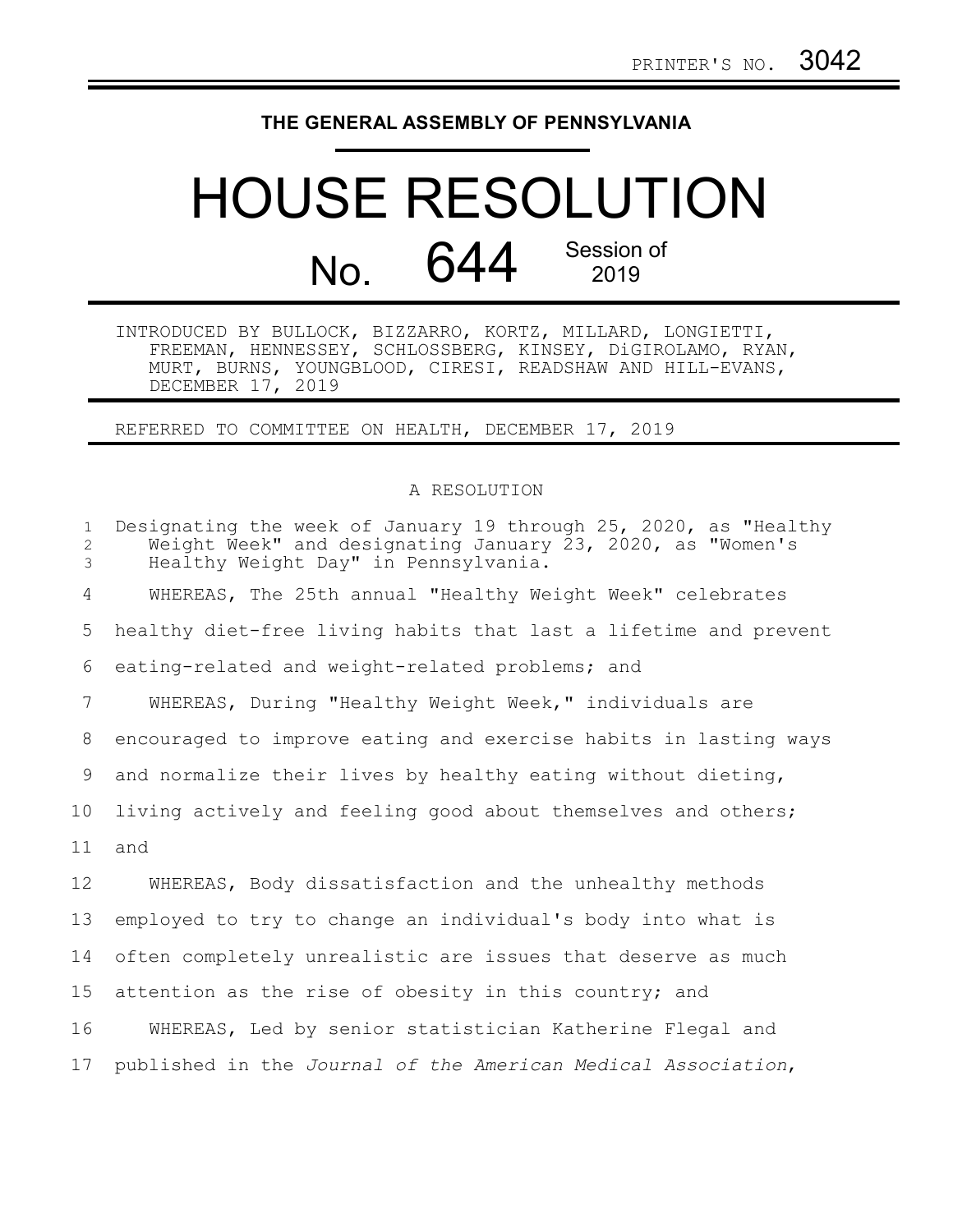PRINTER'S NO. 3042

**THE GENERAL ASSEMBLY OF PENNSYLVANIA**

# HOUSE RESOLUTION

## No. 644 Session of 2019

INTRODUCED BY BULLOCK, BIZZARRO, KORTZ, MILLARD, LONGIETTI, FREEMAN, HENNESSEY, SCHLOSSBERG, KINSEY, DiGIROLAMO, RYAN, MURT, BURNS, YOUNGBLOOD, CIRESI, READSHAW AND HILL-EVANS, DECEMBER 17, 2019

REFERRED TO COMMITTEE ON HEALTH, DECEMBER 17, 2019

A RESOLUTION

Designating the week of January 19 through 25, 2020, as "Healthy Weight Week" and designating January 23, 2020, as "Women's Healthy Weight Day" in Pennsylvania.

WHEREAS, The 25th annual "Healthy Weight Week" celebrates healthy diet-free living habits that last a lifetime and prevent eating-related and weight-related problems; and

WHEREAS, During "Healthy Weight Week," individuals are encouraged to improve eating and exercise habits in lasting ways and normalize their lives by healthy eating without dieting, living actively and feeling good about themselves and others; and

WHEREAS, Body dissatisfaction and the unhealthy methods employed to try to change an individual's body into what is often completely unrealistic are issues that deserve as much attention as the rise of obesity in this country; and

WHEREAS, Led by senior statistician Katherine Flegal and published in the *Journal of the American Medical Association*,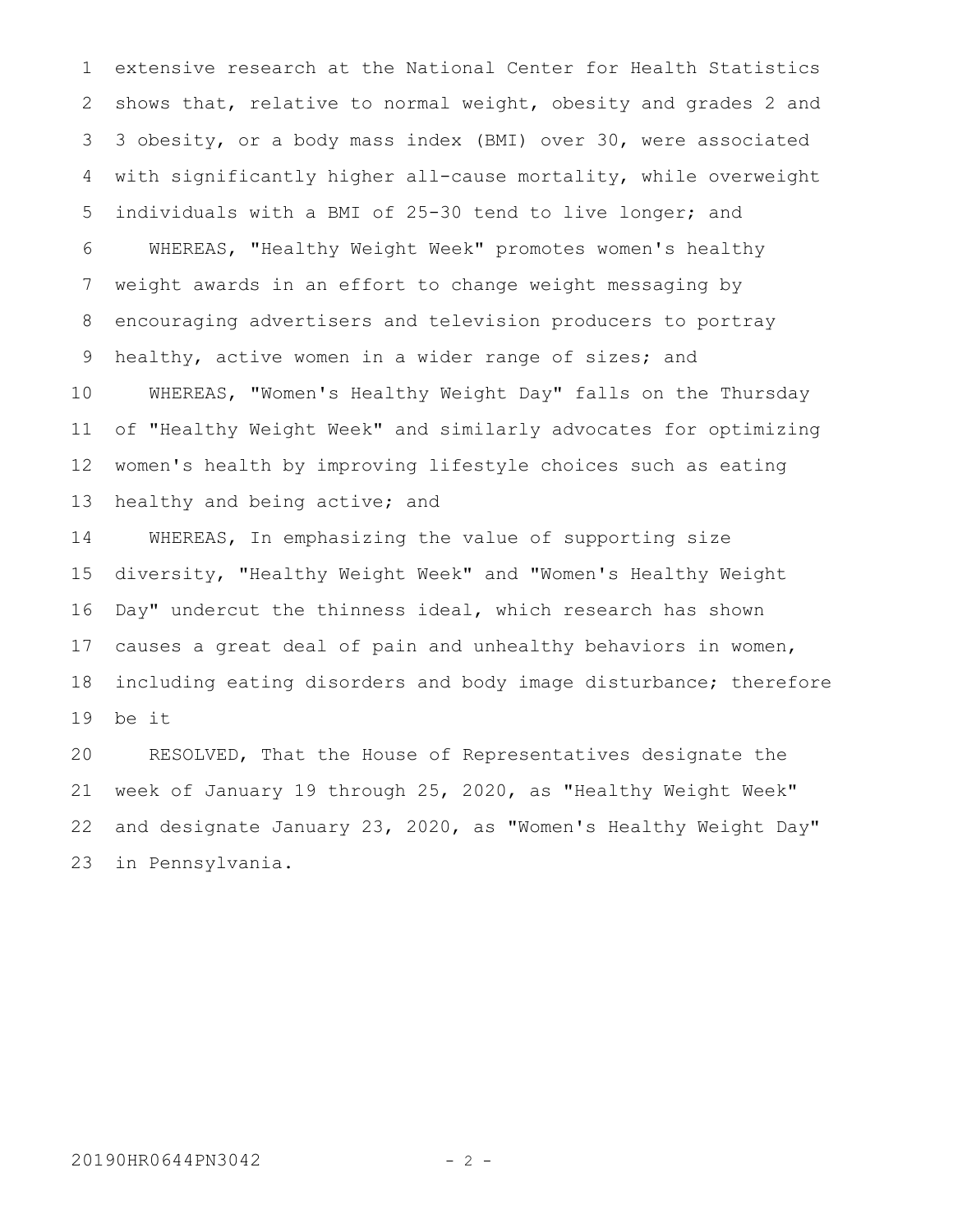extensive research at the National Center for Health Statistics shows that, relative to normal weight, obesity and grades 2 and 3 obesity, or a body mass index (BMI) over 30, were associated with significantly higher all-cause mortality, while overweight individuals with a BMI of 25-30 tend to live longer; and

WHEREAS, "Healthy Weight Week" promotes women's healthy weight awards in an effort to change weight messaging by encouraging advertisers and television producers to portray healthy, active women in a wider range of sizes; and

WHEREAS, "Women's Healthy Weight Day" falls on the Thursday of "Healthy Weight Week" and similarly advocates for optimizing women's health by improving lifestyle choices such as eating healthy and being active; and

WHEREAS, In emphasizing the value of supporting size diversity, "Healthy Weight Week" and "Women's Healthy Weight Day" undercut the thinness ideal, which research has shown causes a great deal of pain and unhealthy behaviors in women, including eating disorders and body image disturbance; therefore be it

RESOLVED, That the House of Representatives designate the week of January 19 through 25, 2020, as "Healthy Weight Week" and designate January 23, 2020, as "Women's Healthy Weight Day" in Pennsylvania.